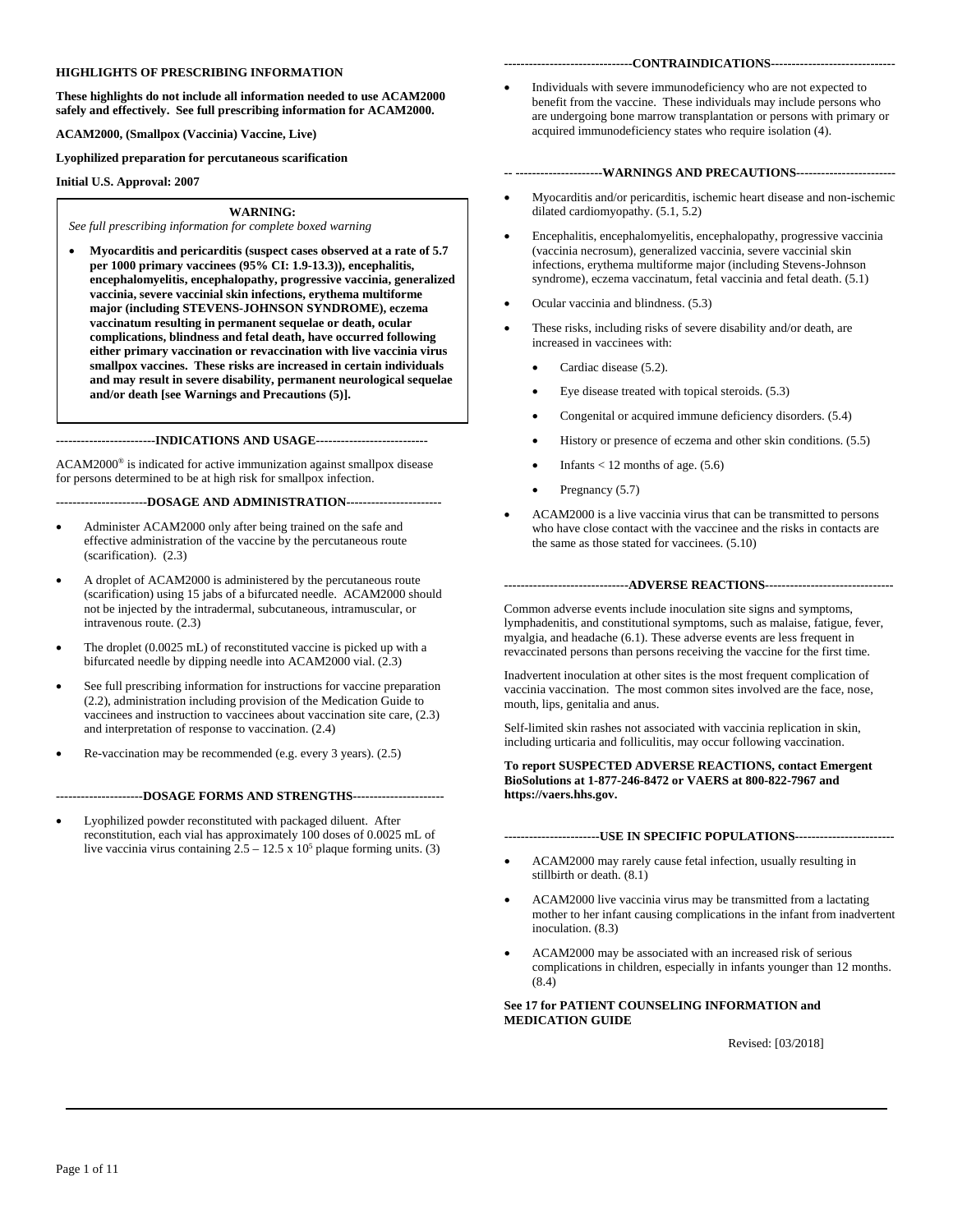**HIGHLIGHTS OF PRESCRIBING INFORMATION**

**These highlights do not include all information needed to use ACAM2000 safely and effectively. See full prescribing information for ACAM2000.**

**ACAM2000, (Smallpox (Vaccinia) Vaccine, Live)**

**Lyophilized preparation for percutaneous scarification**

**Initial U.S. Approval: 2007**

**WARNING:**

*See full prescribing information for complete boxed warning*

- **Myocarditis and pericarditis (suspect cases observed at a rate of 5.7 per 1000 primary vaccinees (95% CI: 1.9-13.3)), encephalitis, encephalomyelitis, encephalopathy, progressive vaccinia, generalized vaccinia, severe vaccinial skin infections, erythema multiforme major (including STEVENS-JOHNSON SYNDROME), eczema vaccinatum resulting in permanent sequelae or death, ocular complications, blindness and fetal death, have occurred following either primary vaccination or revaccination with live vaccinia virus smallpox vaccines. These risks are increased in certain individuals and may result in severe disability, permanent neurological sequelae and/or death [see Warnings and Precautions (5)].**

**------------------------INDICATIONS AND USAGE--------------------------**

ACAM2000® is indicated for active immunization against smallpox disease for persons determined to be at high risk for smallpox infection.

**----------------------DOSAGE AND ADMINISTRATION----------------------**

- Administer ACAM2000 only after being trained on the safe and effective administration of the vaccine by the percutaneous route (scarification). (2.3)
- A droplet of ACAM2000 is administered by the percutaneous route (scarification) using 15 jabs of a bifurcated needle. ACAM2000 should not be injected by the intradermal, subcutaneous, intramuscular, or intravenous route. (2.3)
- The droplet (0.0025 mL) of reconstituted vaccine is picked up with a bifurcated needle by dipping needle into ACAM2000 vial. (2.3)
- See full prescribing information for instructions for vaccine preparation (2.2), administration including provision of the Medication Guide to vaccinees and instruction to vaccinees about vaccination site care, (2.3) and interpretation of response to vaccination. (2.4)
- Re-vaccination may be recommended (e.g. every 3 years). (2.5)

**---------------------DOSAGE FORMS AND STRENGTHS---------------------**

- Lyophilized powder reconstituted with packaged diluent. After reconstitution, each vial has approximately 100 doses of 0.0025 mL of live vaccinia virus containing $2.5 – 12.5 \times 10^5$ plaque forming units. (3)

**-------------------------------CONTRAINDICATIONS------------------------------**

- Individuals with severe immunodeficiency who are not expected to benefit from the vaccine. These individuals may include persons who are undergoing bone marrow transplantation or persons with primary or acquired immunodeficiency states who require isolation (4).

**-- ---------------------WARNINGS AND PRECAUTIONS------------------------**

- Myocarditis and/or pericarditis, ischemic heart disease and non-ischemic dilated cardiomyopathy. (5.1, 5.2)
- Encephalitis, encephalomyelitis, encephalopathy, progressive vaccinia (vaccinia necrosum), generalized vaccinia, severe vaccinial skin infections, erythema multiforme major (including Stevens-Johnson syndrome), eczema vaccinatum, fetal vaccinia and fetal death. (5.1)
- Ocular vaccinia and blindness. (5.3)
- These risks, including risks of severe disability and/or death, are increased in vaccinees with:
  - Cardiac disease (5.2).
  - Eye disease treated with topical steroids. (5.3)
  - Congenital or acquired immune deficiency disorders. (5.4)
  - History or presence of eczema and other skin conditions. (5.5)
  - Infants < 12 months of age. (5.6)
  - Pregnancy (5.7)
- ACAM2000 is a live vaccinia virus that can be transmitted to persons who have close contact with the vaccinee and the risks in contacts are the same as those stated for vaccinees. (5.10)

**------------------------------ADVERSE REACTIONS-------------------------------**

Common adverse events include inoculation site signs and symptoms, lymphadenitis, and constitutional symptoms, such as malaise, fatigue, fever, myalgia, and headache (6.1). These adverse events are less frequent in revaccinated persons than persons receiving the vaccine for the first time.

Inadvertent inoculation at other sites is the most frequent complication of vaccinia vaccination. The most common sites involved are the face, nose, mouth, lips, genitalia and anus.

Self-limited skin rashes not associated with vaccinia replication in skin, including urticaria and folliculitis, may occur following vaccination.

**To report SUSPECTED ADVERSE REACTIONS, contact Emergent BioSolutions at 1-877-246-8472 or VAERS at 800-822-7967 and https://vaers.hhs.gov.**

**-----------------------USE IN SPECIFIC POPULATIONS------------------------**

- ACAM2000 may rarely cause fetal infection, usually resulting in stillbirth or death. (8.1)
- ACAM2000 live vaccinia virus may be transmitted from a lactating mother to her infant causing complications in the infant from inadvertent inoculation. (8.3)
- ACAM2000 may be associated with an increased risk of serious complications in children, especially in infants younger than 12 months. (8.4)

**See 17 for PATIENT COUNSELING INFORMATION and MEDICATION GUIDE**

Revised: [03/2018]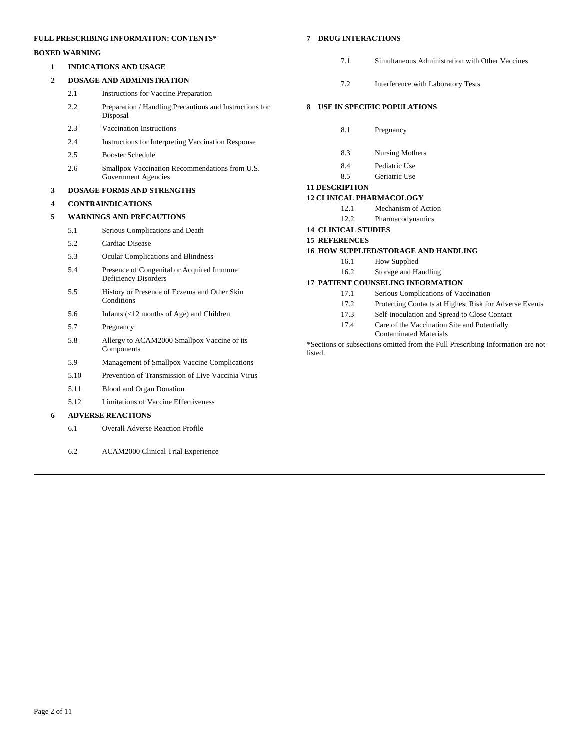**FULL PRESCRIBING INFORMATION: CONTENTS***

**BOXED WARNING**

**1 INDICATIONS AND USAGE**

**2 DOSAGE AND ADMINISTRATION**

- 2.1 Instructions for Vaccine Preparation
- 2.2 Preparation / Handling Precautions and Instructions for Disposal
- 2.3 Vaccination Instructions
- 2.4 Instructions for Interpreting Vaccination Response
- 2.5 Booster Schedule
- 2.6 Smallpox Vaccination Recommendations from U.S. Government Agencies

**3 DOSAGE FORMS AND STRENGTHS**

**4 CONTRAINDICATIONS**

**5 WARNINGS AND PRECAUTIONS**

- 5.1 Serious Complications and Death
- 5.2 Cardiac Disease
- 5.3 Ocular Complications and Blindness
- 5.4 Presence of Congenital or Acquired Immune Deficiency Disorders
- 5.5 History or Presence of Eczema and Other Skin Conditions
- 5.6 Infants (<12 months of Age) and Children
- 5.7 Pregnancy
- 5.8 Allergy to ACAM2000 Smallpox Vaccine or its Components
- 5.9 Management of Smallpox Vaccine Complications
- 5.10 Prevention of Transmission of Live Vaccinia Virus
- 5.11 Blood and Organ Donation
- 5.12 Limitations of Vaccine Effectiveness

**6 ADVERSE REACTIONS**

- 6.1 Overall Adverse Reaction Profile
- 6.2 ACAM2000 Clinical Trial Experience

**7 DRUG INTERACTIONS**

- 7.1 Simultaneous Administration with Other Vaccines
- 7.2 Interference with Laboratory Tests

**8 USE IN SPECIFIC POPULATIONS**

- 8.1 Pregnancy
- 8.3 Nursing Mothers
- 8.4 Pediatric Use
- 8.5 Geriatric Use

**11 DESCRIPTION**

**12 CLINICAL PHARMACOLOGY**

- 12.1 Mechanism of Action
- 12.2 Pharmacodynamics

**14 CLINICAL STUDIES**

**15 REFERENCES**

**16 HOW SUPPLIED/STORAGE AND HANDLING**

- 16.1 How Supplied
- 16.2 Storage and Handling

**17 PATIENT COUNSELING INFORMATION**

- 17.1 Serious Complications of Vaccination
- 17.2 Protecting Contacts at Highest Risk for Adverse Events
- 17.3 Self-inoculation and Spread to Close Contact
- 17.4 Care of the Vaccination Site and Potentially Contaminated Materials

*Sections or subsections omitted from the Full Prescribing Information are not listed.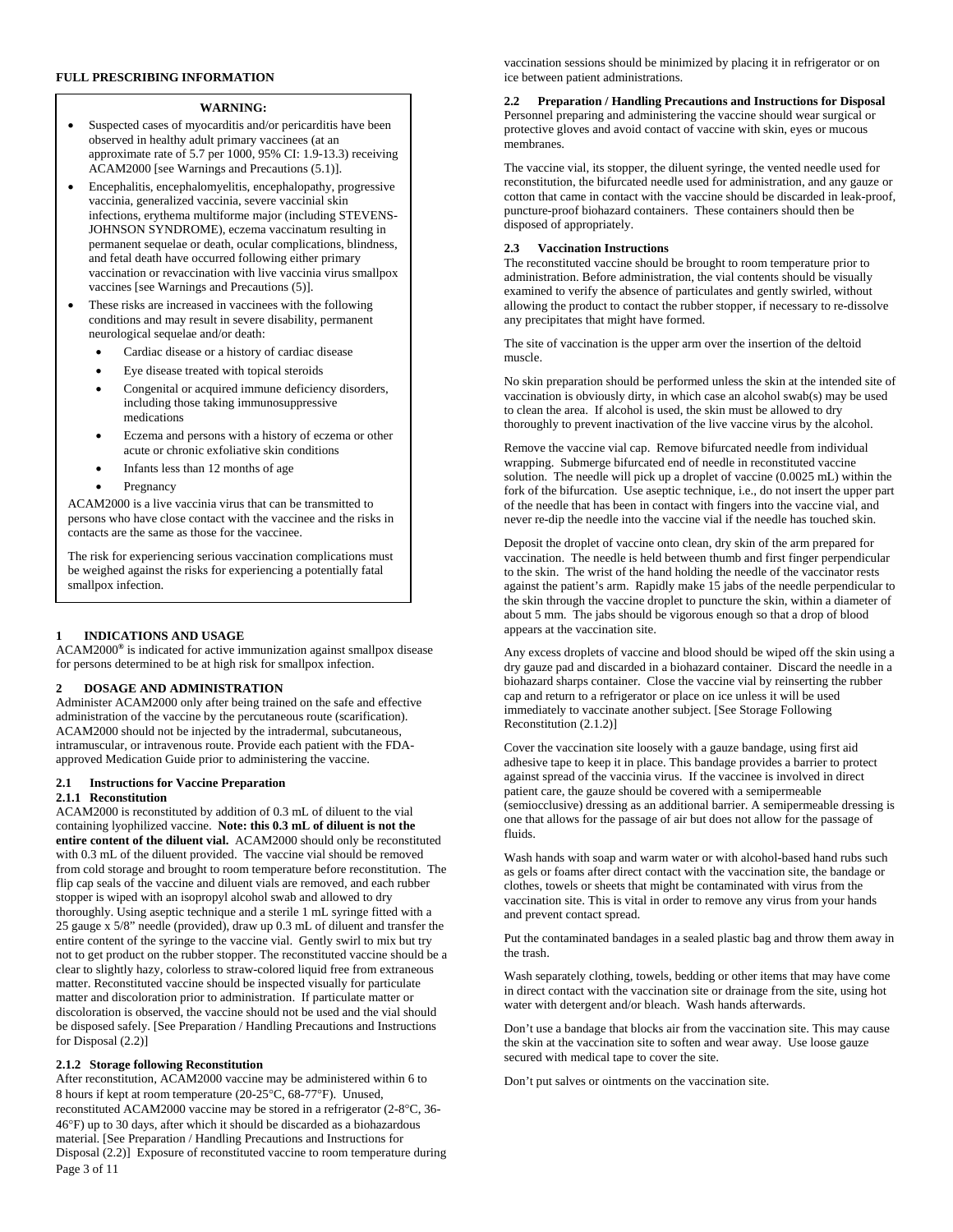## FULL PRESCRIBING INFORMATION

> **WARNING:**
>
> - Suspected cases of myocarditis and/or pericarditis have been observed in healthy adult primary vaccinees (at an approximate rate of 5.7 per 1000, 95% CI: 1.9-13.3) receiving ACAM2000 [see Warnings and Precautions (5.1)].
> - Encephalitis, encephalomyelitis, encephalopathy, progressive vaccinia, generalized vaccinia, severe vaccinial skin infections, erythema multiforme major (including STEVENS-JOHNSON SYNDROME), eczema vaccinatum resulting in permanent sequelae or death, ocular complications, blindness, and fetal death have occurred following either primary vaccination or revaccination with live vaccinia virus smallpox vaccines [see Warnings and Precautions (5)].
> - These risks are increased in vaccinees with the following conditions and may result in severe disability, permanent neurological sequelae and/or death:
>   - Cardiac disease or a history of cardiac disease
>   - Eye disease treated with topical steroids
>   - Congenital or acquired immune deficiency disorders, including those taking immunosuppressive medications
>   - Eczema and persons with a history of eczema or other acute or chronic exfoliative skin conditions
>   - Infants less than 12 months of age
>   - Pregnancy
>
> ACAM2000 is a live vaccinia virus that can be transmitted to persons who have close contact with the vaccinee and the risks in contacts are the same as those for the vaccinee.
>
> The risk for experiencing serious vaccination complications must be weighed against the risks for experiencing a potentially fatal smallpox infection.

## 1 INDICATIONS AND USAGE

ACAM2000® is indicated for active immunization against smallpox disease for persons determined to be at high risk for smallpox infection.

## 2 DOSAGE AND ADMINISTRATION

Administer ACAM2000 only after being trained on the safe and effective administration of the vaccine by the percutaneous route (scarification). ACAM2000 should not be injected by the intradermal, subcutaneous, intramuscular, or intravenous route. Provide each patient with the FDA-approved Medication Guide prior to administering the vaccine.

### 2.1 Instructions for Vaccine Preparation

#### 2.1.1 Reconstitution

ACAM2000 is reconstituted by addition of 0.3 mL of diluent to the vial containing lyophilized vaccine. **Note: this 0.3 mL of diluent is not the entire content of the diluent vial.** ACAM2000 should only be reconstituted with 0.3 mL of the diluent provided. The vaccine vial should be removed from cold storage and brought to room temperature before reconstitution. The flip cap seals of the vaccine and diluent vials are removed, and each rubber stopper is wiped with an isopropyl alcohol swab and allowed to dry thoroughly. Using aseptic technique and a sterile 1 mL syringe fitted with a 25 gauge x 5/8" needle (provided), draw up 0.3 mL of diluent and transfer the entire content of the syringe to the vaccine vial. Gently swirl to mix but try not to get product on the rubber stopper. The reconstituted vaccine should be a clear to slightly hazy, colorless to straw-colored liquid free from extraneous matter. Reconstituted vaccine should be inspected visually for particulate matter and discoloration prior to administration. If particulate matter or discoloration is observed, the vaccine should not be used and the vial should be disposed safely. [See Preparation / Handling Precautions and Instructions for Disposal (2.2)]

#### 2.1.2 Storage following Reconstitution

After reconstitution, ACAM2000 vaccine may be administered within 6 to 8 hours if kept at room temperature (20-25°C, 68-77°F). Unused, reconstituted ACAM2000 vaccine may be stored in a refrigerator (2-8°C, 36-46°F) up to 30 days, after which it should be discarded as a biohazardous material. [See Preparation / Handling Precautions and Instructions for Disposal (2.2)] Exposure of reconstituted vaccine to room temperature during vaccination sessions should be minimized by placing it in refrigerator or on ice between patient administrations.

### 2.2 Preparation / Handling Precautions and Instructions for Disposal

Personnel preparing and administering the vaccine should wear surgical or protective gloves and avoid contact of vaccine with skin, eyes or mucous membranes.

The vaccine vial, its stopper, the diluent syringe, the vented needle used for reconstitution, the bifurcated needle used for administration, and any gauze or cotton that came in contact with the vaccine should be discarded in leak-proof, puncture-proof biohazard containers. These containers should then be disposed of appropriately.

### 2.3 Vaccination Instructions

The reconstituted vaccine should be brought to room temperature prior to administration. Before administration, the vial contents should be visually examined to verify the absence of particulates and gently swirled, without allowing the product to contact the rubber stopper, if necessary to re-dissolve any precipitates that might have formed.

The site of vaccination is the upper arm over the insertion of the deltoid muscle.

No skin preparation should be performed unless the skin at the intended site of vaccination is obviously dirty, in which case an alcohol swab(s) may be used to clean the area. If alcohol is used, the skin must be allowed to dry thoroughly to prevent inactivation of the live vaccine virus by the alcohol.

Remove the vaccine vial cap. Remove bifurcated needle from individual wrapping. Submerge bifurcated end of needle in reconstituted vaccine solution. The needle will pick up a droplet of vaccine (0.0025 mL) within the fork of the bifurcation. Use aseptic technique, i.e., do not insert the upper part of the needle that has been in contact with fingers into the vaccine vial, and never re-dip the needle into the vaccine vial if the needle has touched skin.

Deposit the droplet of vaccine onto clean, dry skin of the arm prepared for vaccination. The needle is held between thumb and first finger perpendicular to the skin. The wrist of the hand holding the needle of the vaccinator rests against the patient's arm. Rapidly make 15 jabs of the needle perpendicular to the skin through the vaccine droplet to puncture the skin, within a diameter of about 5 mm. The jabs should be vigorous enough so that a drop of blood appears at the vaccination site.

Any excess droplets of vaccine and blood should be wiped off the skin using a dry gauze pad and discarded in a biohazard container. Discard the needle in a biohazard sharps container. Close the vaccine vial by reinserting the rubber cap and return to a refrigerator or place on ice unless it will be used immediately to vaccinate another subject. [See Storage Following Reconstitution (2.1.2)]

Cover the vaccination site loosely with a gauze bandage, using first aid adhesive tape to keep it in place. This bandage provides a barrier to protect against spread of the vaccinia virus. If the vaccinee is involved in direct patient care, the gauze should be covered with a semipermeable (semiocclusive) dressing as an additional barrier. A semipermeable dressing is one that allows for the passage of air but does not allow for the passage of fluids.

Wash hands with soap and warm water or with alcohol-based hand rubs such as gels or foams after direct contact with the vaccination site, the bandage or clothes, towels or sheets that might be contaminated with virus from the vaccination site. This is vital in order to remove any virus from your hands and prevent contact spread.

Put the contaminated bandages in a sealed plastic bag and throw them away in the trash.

Wash separately clothing, towels, bedding or other items that may have come in direct contact with the vaccination site or drainage from the site, using hot water with detergent and/or bleach. Wash hands afterwards.

Don't use a bandage that blocks air from the vaccination site. This may cause the skin at the vaccination site to soften and wear away. Use loose gauze secured with medical tape to cover the site.

Don't put salves or ointments on the vaccination site.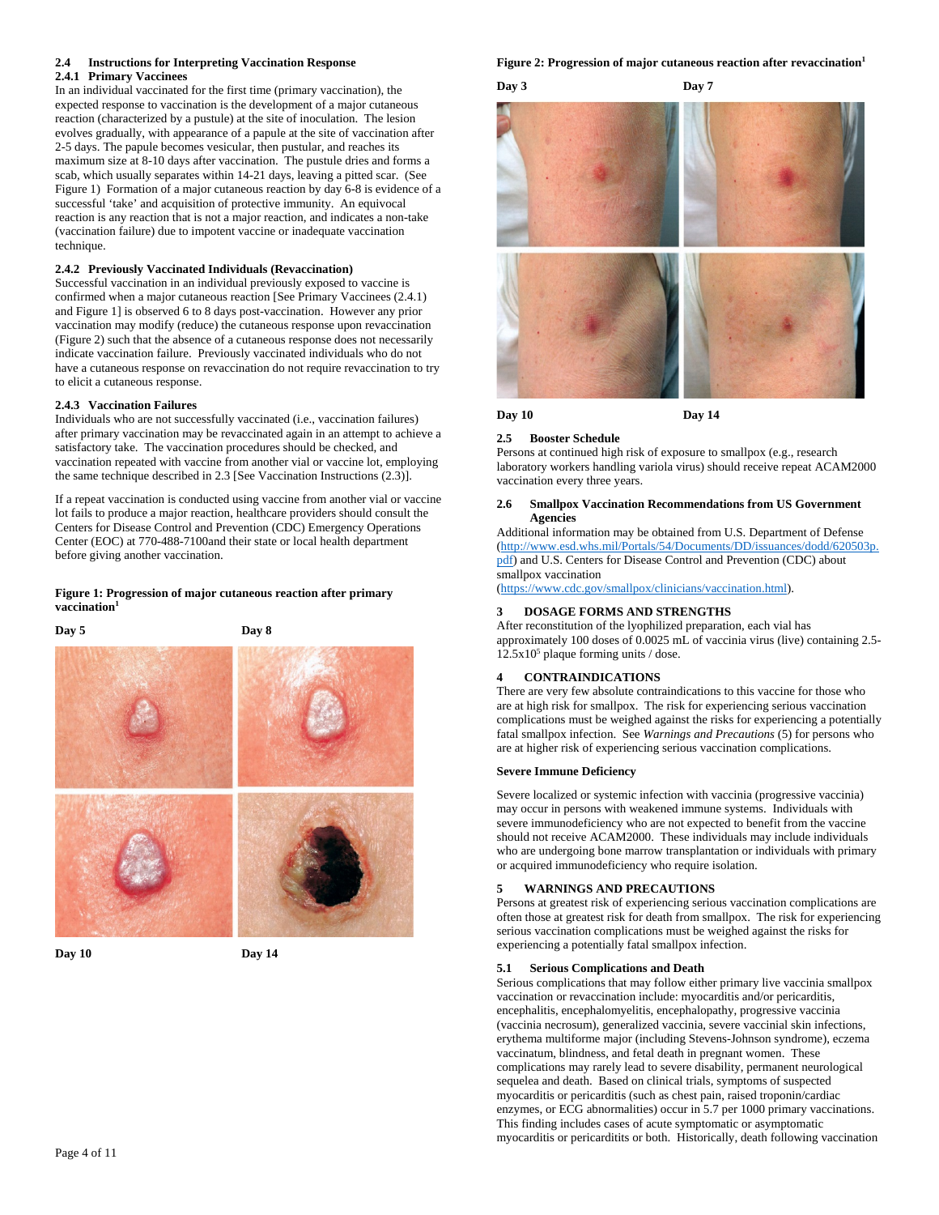### 2.4 Instructions for Interpreting Vaccination Response

#### 2.4.1 Primary Vaccinees

In an individual vaccinated for the first time (primary vaccination), the expected response to vaccination is the development of a major cutaneous reaction (characterized by a pustule) at the site of inoculation. The lesion evolves gradually, with appearance of a papule at the site of vaccination after 2-5 days. The papule becomes vesicular, then pustular, and reaches its maximum size at 8-10 days after vaccination. The pustule dries and forms a scab, which usually separates within 14-21 days, leaving a pitted scar. (See Figure 1) Formation of a major cutaneous reaction by day 6-8 is evidence of a successful 'take' and acquisition of protective immunity. An equivocal reaction is any reaction that is not a major reaction, and indicates a non-take (vaccination failure) due to impotent vaccine or inadequate vaccination technique.

#### 2.4.2 Previously Vaccinated Individuals (Revaccination)

Successful vaccination in an individual previously exposed to vaccine is confirmed when a major cutaneous reaction [See Primary Vaccinees (2.4.1) and Figure 1] is observed 6 to 8 days post-vaccination. However any prior vaccination may modify (reduce) the cutaneous response upon revaccination (Figure 2) such that the absence of a cutaneous response does not necessarily indicate vaccination failure. Previously vaccinated individuals who do not have a cutaneous response on revaccination do not require revaccination to try to elicit a cutaneous response.

#### 2.4.3 Vaccination Failures

Individuals who are not successfully vaccinated (i.e., vaccination failures) after primary vaccination may be revaccinated again in an attempt to achieve a satisfactory take. The vaccination procedures should be checked, and vaccination repeated with vaccine from another vial or vaccine lot, employing the same technique described in 2.3 [See Vaccination Instructions (2.3)].

If a repeat vaccination is conducted using vaccine from another vial or vaccine lot fails to produce a major reaction, healthcare providers should consult the Centers for Disease Control and Prevention (CDC) Emergency Operations Center (EOC) at 770-488-7100and their state or local health department before giving another vaccination.

**Figure 1: Progression of major cutaneous reaction after primary vaccination**[1]

Day 5 | Day 8 | Day 10 | Day 14

**Figure 2: Progression of major cutaneous reaction after revaccination**[1]

Day 3 | Day 7 | Day 10 | Day 14

### 2.5 Booster Schedule

Persons at continued high risk of exposure to smallpox (e.g., research laboratory workers handling variola virus) should receive repeat ACAM2000 vaccination every three years.

### 2.6 Smallpox Vaccination Recommendations from US Government Agencies

Additional information may be obtained from U.S. Department of Defense (http://www.esd.whs.mil/Portals/54/Documents/DD/issuances/dodd/620503p.pdf) and U.S. Centers for Disease Control and Prevention (CDC) about smallpox vaccination (https://www.cdc.gov/smallpox/clinicians/vaccination.html).

## 3 DOSAGE FORMS AND STRENGTHS

After reconstitution of the lyophilized preparation, each vial has approximately 100 doses of 0.0025 mL of vaccinia virus (live) containing 2.5-12.5x$10^5$ plaque forming units / dose.

## 4 CONTRAINDICATIONS

There are very few absolute contraindications to this vaccine for those who are at high risk for smallpox. The risk for experiencing serious vaccination complications must be weighed against the risks for experiencing a potentially fatal smallpox infection. See *Warnings and Precautions* (5) for persons who are at higher risk of experiencing serious vaccination complications.

**Severe Immune Deficiency**

Severe localized or systemic infection with vaccinia (progressive vaccinia) may occur in persons with weakened immune systems. Individuals with severe immunodeficiency who are not expected to benefit from the vaccine should not receive ACAM2000. These individuals may include individuals who are undergoing bone marrow transplantation or individuals with primary or acquired immunodeficiency who require isolation.

## 5 WARNINGS AND PRECAUTIONS

Persons at greatest risk of experiencing serious vaccination complications are often those at greatest risk for death from smallpox. The risk for experiencing serious vaccination complications must be weighed against the risks for experiencing a potentially fatal smallpox infection.

### 5.1 Serious Complications and Death

Serious complications that may follow either primary live vaccinia smallpox vaccination or revaccination include: myocarditis and/or pericarditis, encephalitis, encephalomyelitis, encephalopathy, progressive vaccinia (vaccinia necrosum), generalized vaccinia, severe vaccinial skin infections, erythema multiforme major (including Stevens-Johnson syndrome), eczema vaccinatum, blindness, and fetal death in pregnant women. These complications may rarely lead to severe disability, permanent neurological sequelea and death. Based on clinical trials, symptoms of suspected myocarditis or pericarditis (such as chest pain, raised troponin/cardiac enzymes, or ECG abnormalities) occur in 5.7 per 1000 primary vaccinations. This finding includes cases of acute symptomatic or asymptomatic myocarditis or pericarditis or both. Historically, death following vaccination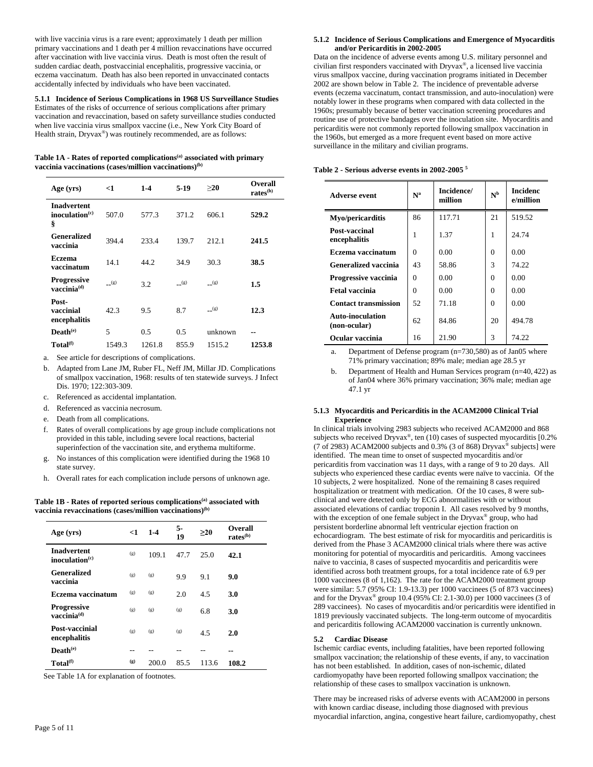with live vaccinia virus is a rare event; approximately 1 death per million primary vaccinations and 1 death per 4 million revaccinations have occurred after vaccination with live vaccinia virus. Death is most often the result of sudden cardiac death, postvaccinial encephalitis, progressive vaccinia, or eczema vaccinatum. Death has also been reported in unvaccinated contacts accidentally infected by individuals who have been vaccinated.

**5.1.1 Incidence of Serious Complications in 1968 US Surveillance Studies**

Estimates of the risks of occurrence of serious complications after primary vaccination and revaccination, based on safety surveillance studies conducted when live vaccinia virus smallpox vaccine (i.e., New York City Board of Health strain, Dryvax®) was routinely recommended, are as follows:

**Table 1A - Rates of reported complications[(a)] associated with primary vaccinia vaccinations (cases/million vaccinations)[(b)]**

| Age (yrs) | <1 | 1-4 | 5-19 | ≥20 | Overall rates[(h)] |
|---|---|---|---|---|---|
| **Inadvertent inoculation[(c)] §** | 507.0 | 577.3 | 371.2 | 606.1 | **529.2** |
| **Generalized vaccinia** | 394.4 | 233.4 | 139.7 | 212.1 | **241.5** |
| **Eczema vaccinatum** | 14.1 | 44.2 | 34.9 | 30.3 | **38.5** |
| **Progressive vaccinia[(d)]** | --[(g)] | 3.2 | --[(g)] | --[(g)] | **1.5** |
| **Post-vaccinial encephalitis** | 42.3 | 9.5 | 8.7 | --[(g)] | **12.3** |
| **Death[(e)]** | 5 | 0.5 | 0.5 | unknown | **--** |
| **Total[(f)]** | 1549.3 | 1261.8 | 855.9 | 1515.2 | **1253.8** |

a. See article for descriptions of complications.

b. Adapted from Lane JM, Ruber FL, Neff JM, Millar JD. Complications of smallpox vaccination, 1968: results of ten statewide surveys. J Infect Dis. 1970; 122:303-309.

c. Referenced as accidental implantation.

d. Referenced as vaccinia necrosum.

e. Death from all complications.

f. Rates of overall complications by age group include complications not provided in this table, including severe local reactions, bacterial superinfection of the vaccination site, and erythema multiforme.

g. No instances of this complication were identified during the 1968 10 state survey.

h. Overall rates for each complication include persons of unknown age.

**Table 1B - Rates of reported serious complications[(a)] associated with vaccinia revaccinations (cases/million vaccinations)[(b)]**

| Age (yrs) | <1 | 1-4 | 5-19 | ≥20 | Overall rates[(b)] |
|---|---|---|---|---|---|
| **Inadvertent inoculation[(c)]** | (g) | 109.1 | 47.7 | 25.0 | **42.1** |
| **Generalized vaccinia** | (g) | (g) | 9.9 | 9.1 | **9.0** |
| **Eczema vaccinatum** | (g) | (g) | 2.0 | 4.5 | **3.0** |
| **Progressive vaccinia[(d)]** | (g) | (g) | (g) | 6.8 | **3.0** |
| **Post-vaccinial encephalitis** | (g) | (g) | (g) | 4.5 | **2.0** |
| **Death[(e)]** | -- | -- | -- | -- | **--** |
| **Total[(f)]** | **(g)** | 200.0 | 85.5 | 113.6 | **108.2** |

See Table 1A for explanation of footnotes.

**5.1.2 Incidence of Serious Complications and Emergence of Myocarditis and/or Pericarditis in 2002-2005**

Data on the incidence of adverse events among U.S. military personnel and civilian first responders vaccinated with Dryvax®, a licensed live vaccinia virus smallpox vaccine, during vaccination programs initiated in December 2002 are shown below in Table 2. The incidence of preventable adverse events (eczema vaccinatum, contact transmission, and auto-inoculation) were notably lower in these programs when compared with data collected in the 1960s; presumably because of better vaccination screening procedures and routine use of protective bandages over the inoculation site. Myocarditis and pericarditis were not commonly reported following smallpox vaccination in the 1960s, but emerged as a more frequent event based on more active surveillance in the military and civilian programs.

**Table 2 - Serious adverse events in 2002-2005 [5]**

| Adverse event | N[a] | Incidence/ million | N[b] | Incidence/million |
|---|---|---|---|---|
| **Myo/pericarditis** | 86 | 117.71 | 21 | 519.52 |
| **Post-vaccinal encephalitis** | 1 | 1.37 | 1 | 24.74 |
| **Eczema vaccinatum** | 0 | 0.00 | 0 | 0.00 |
| **Generalized vaccinia** | 43 | 58.86 | 3 | 74.22 |
| **Progressive vaccinia** | 0 | 0.00 | 0 | 0.00 |
| **Fetal vaccinia** | 0 | 0.00 | 0 | 0.00 |
| **Contact transmission** | 52 | 71.18 | 0 | 0.00 |
| **Auto-inoculation (non-ocular)** | 62 | 84.86 | 20 | 494.78 |
| **Ocular vaccinia** | 16 | 21.90 | 3 | 74.22 |

a. Department of Defense program (n=730,580) as of Jan05 where 71% primary vaccination; 89% male; median age 28.5 yr

b. Department of Health and Human Services program (n=40, 422) as of Jan04 where 36% primary vaccination; 36% male; median age 47.1 yr

**5.1.3 Myocarditis and Pericarditis in the ACAM2000 Clinical Trial Experience**

In clinical trials involving 2983 subjects who received ACAM2000 and 868 subjects who received Dryvax®, ten (10) cases of suspected myocarditis [0.2% (7 of 2983) ACAM2000 subjects and 0.3% (3 of 868) Dryvax® subjects] were identified. The mean time to onset of suspected myocarditis and/or pericarditis from vaccination was 11 days, with a range of 9 to 20 days. All subjects who experienced these cardiac events were naïve to vaccinia. Of the 10 subjects, 2 were hospitalized. None of the remaining 8 cases required hospitalization or treatment with medication. Of the 10 cases, 8 were sub-clinical and were detected only by ECG abnormalities with or without associated elevations of cardiac troponin I. All cases resolved by 9 months, with the exception of one female subject in the Dryvax® group, who had persistent borderline abnormal left ventricular ejection fraction on echocardiogram. The best estimate of risk for myocarditis and pericarditis is derived from the Phase 3 ACAM2000 clinical trials where there was active monitoring for potential of myocarditis and pericarditis. Among vaccinees naïve to vaccinia, 8 cases of suspected myocarditis and pericarditis were identified across both treatment groups, for a total incidence rate of 6.9 per 1000 vaccinees (8 of 1,162). The rate for the ACAM2000 treatment group were similar: 5.7 (95% CI: 1.9-13.3) per 1000 vaccinees (5 of 873 vaccinees) and for the Dryvax® group 10.4 (95% CI: 2.1-30.0) per 1000 vaccinees (3 of 289 vaccinees). No cases of myocarditis and/or pericarditis were identified in 1819 previously vaccinated subjects. The long-term outcome of myocarditis and pericarditis following ACAM2000 vaccination is currently unknown.

**5.2 Cardiac Disease**

Ischemic cardiac events, including fatalities, have been reported following smallpox vaccination; the relationship of these events, if any, to vaccination has not been established. In addition, cases of non-ischemic, dilated cardiomyopathy have been reported following smallpox vaccination; the relationship of these cases to smallpox vaccination is unknown.

There may be increased risks of adverse events with ACAM2000 in persons with known cardiac disease, including those diagnosed with previous myocardial infarction, angina, congestive heart failure, cardiomyopathy, chest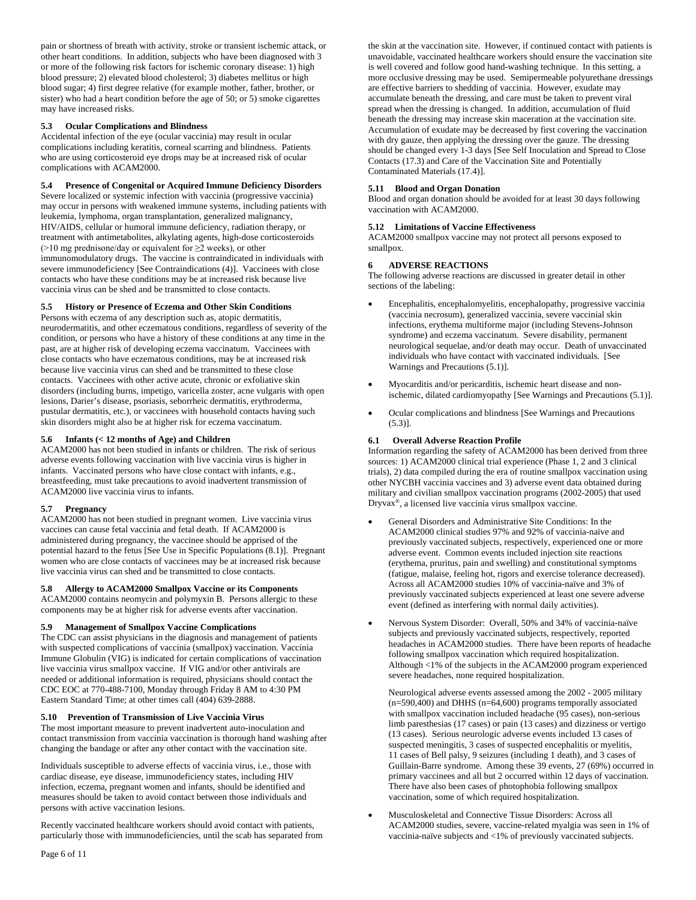pain or shortness of breath with activity, stroke or transient ischemic attack, or other heart conditions. In addition, subjects who have been diagnosed with 3 or more of the following risk factors for ischemic coronary disease: 1) high blood pressure; 2) elevated blood cholesterol; 3) diabetes mellitus or high blood sugar; 4) first degree relative (for example mother, father, brother, or sister) who had a heart condition before the age of 50; or 5) smoke cigarettes may have increased risks.

### 5.3 Ocular Complications and Blindness

Accidental infection of the eye (ocular vaccinia) may result in ocular complications including keratitis, corneal scarring and blindness. Patients who are using corticosteroid eye drops may be at increased risk of ocular complications with ACAM2000.

### 5.4 Presence of Congenital or Acquired Immune Deficiency Disorders

Severe localized or systemic infection with vaccinia (progressive vaccinia) may occur in persons with weakened immune systems, including patients with leukemia, lymphoma, organ transplantation, generalized malignancy, HIV/AIDS, cellular or humoral immune deficiency, radiation therapy, or treatment with antimetabolites, alkylating agents, high-dose corticosteroids (>10 mg prednisone/day or equivalent for ≥2 weeks), or other immunomodulatory drugs. The vaccine is contraindicated in individuals with severe immunodeficiency [See Contraindications (4)]. Vaccinees with close contacts who have these conditions may be at increased risk because live vaccinia virus can be shed and be transmitted to close contacts.

### 5.5 History or Presence of Eczema and Other Skin Conditions

Persons with eczema of any description such as, atopic dermatitis, neurodermatitis, and other eczematous conditions, regardless of severity of the condition, or persons who have a history of these conditions at any time in the past, are at higher risk of developing eczema vaccinatum. Vaccinees with close contacts who have eczematous conditions, may be at increased risk because live vaccinia virus can shed and be transmitted to these close contacts. Vaccinees with other active acute, chronic or exfoliative skin disorders (including burns, impetigo, varicella zoster, acne vulgaris with open lesions, Darier's disease, psoriasis, seborrheic dermatitis, erythroderma, pustular dermatitis, etc.), or vaccinees with household contacts having such skin disorders might also be at higher risk for eczema vaccinatum.

### 5.6 Infants (< 12 months of Age) and Children

ACAM2000 has not been studied in infants or children. The risk of serious adverse events following vaccination with live vaccinia virus is higher in infants. Vaccinated persons who have close contact with infants, e.g., breastfeeding, must take precautions to avoid inadvertent transmission of ACAM2000 live vaccinia virus to infants.

### 5.7 Pregnancy

ACAM2000 has not been studied in pregnant women. Live vaccinia virus vaccines can cause fetal vaccinia and fetal death. If ACAM2000 is administered during pregnancy, the vaccinee should be apprised of the potential hazard to the fetus [See Use in Specific Populations (8.1)]. Pregnant women who are close contacts of vaccinees may be at increased risk because live vaccinia virus can shed and be transmitted to close contacts.

### 5.8 Allergy to ACAM2000 Smallpox Vaccine or its Components

ACAM2000 contains neomycin and polymyxin B. Persons allergic to these components may be at higher risk for adverse events after vaccination.

### 5.9 Management of Smallpox Vaccine Complications

The CDC can assist physicians in the diagnosis and management of patients with suspected complications of vaccinia (smallpox) vaccination. Vaccinia Immune Globulin (VIG) is indicated for certain complications of vaccination live vaccinia virus smallpox vaccine. If VIG and/or other antivirals are needed or additional information is required, physicians should contact the CDC EOC at 770-488-7100, Monday through Friday 8 AM to 4:30 PM Eastern Standard Time; at other times call (404) 639-2888.

### 5.10 Prevention of Transmission of Live Vaccinia Virus

The most important measure to prevent inadvertent auto-inoculation and contact transmission from vaccinia vaccination is thorough hand washing after changing the bandage or after any other contact with the vaccination site.

Individuals susceptible to adverse effects of vaccinia virus, i.e., those with cardiac disease, eye disease, immunodeficiency states, including HIV infection, eczema, pregnant women and infants, should be identified and measures should be taken to avoid contact between those individuals and persons with active vaccination lesions.

Recently vaccinated healthcare workers should avoid contact with patients, particularly those with immunodeficiencies, until the scab has separated from the skin at the vaccination site. However, if continued contact with patients is unavoidable, vaccinated healthcare workers should ensure the vaccination site is well covered and follow good hand-washing technique. In this setting, a more occlusive dressing may be used. Semipermeable polyurethane dressings are effective barriers to shedding of vaccinia. However, exudate may accumulate beneath the dressing, and care must be taken to prevent viral spread when the dressing is changed. In addition, accumulation of fluid beneath the dressing may increase skin maceration at the vaccination site. Accumulation of exudate may be decreased by first covering the vaccination with dry gauze, then applying the dressing over the gauze. The dressing should be changed every 1-3 days [See Self Inoculation and Spread to Close Contacts (17.3) and Care of the Vaccination Site and Potentially Contaminated Materials (17.4)].

### 5.11 Blood and Organ Donation

Blood and organ donation should be avoided for at least 30 days following vaccination with ACAM2000.

### 5.12 Limitations of Vaccine Effectiveness

ACAM2000 smallpox vaccine may not protect all persons exposed to smallpox.

## 6 ADVERSE REACTIONS

The following adverse reactions are discussed in greater detail in other sections of the labeling:

- Encephalitis, encephalomyelitis, encephalopathy, progressive vaccinia (vaccinia necrosum), generalized vaccinia, severe vaccinial skin infections, erythema multiforme major (including Stevens-Johnson syndrome) and eczema vaccinatum. Severe disability, permanent neurological sequelae, and/or death may occur. Death of unvaccinated individuals who have contact with vaccinated individuals. [See Warnings and Precautions (5.1)].
- Myocarditis and/or pericarditis, ischemic heart disease and non-ischemic, dilated cardiomyopathy [See Warnings and Precautions (5.1)].
- Ocular complications and blindness [See Warnings and Precautions (5.3)].

### 6.1 Overall Adverse Reaction Profile

Information regarding the safety of ACAM2000 has been derived from three sources: 1) ACAM2000 clinical trial experience (Phase 1, 2 and 3 clinical trials), 2) data compiled during the era of routine smallpox vaccination using other NYCBH vaccinia vaccines and 3) adverse event data obtained during military and civilian smallpox vaccination programs (2002-2005) that used Dryvax®, a licensed live vaccinia virus smallpox vaccine.

- General Disorders and Administrative Site Conditions: In the ACAM2000 clinical studies 97% and 92% of vaccinia-naïve and previously vaccinated subjects, respectively, experienced one or more adverse event. Common events included injection site reactions (erythema, pruritus, pain and swelling) and constitutional symptoms (fatigue, malaise, feeling hot, rigors and exercise tolerance decreased). Across all ACAM2000 studies 10% of vaccinia-naïve and 3% of previously vaccinated subjects experienced at least one severe adverse event (defined as interfering with normal daily activities).
- Nervous System Disorder: Overall, 50% and 34% of vaccinia-naïve subjects and previously vaccinated subjects, respectively, reported headaches in ACAM2000 studies. There have been reports of headache following smallpox vaccination which required hospitalization. Although <1% of the subjects in the ACAM2000 program experienced severe headaches, none required hospitalization.

  Neurological adverse events assessed among the 2002 - 2005 military (n=590,400) and DHHS (n=64,600) programs temporally associated with smallpox vaccination included headache (95 cases), non-serious limb paresthesias (17 cases) or pain (13 cases) and dizziness or vertigo (13 cases). Serious neurologic adverse events included 13 cases of suspected meningitis, 3 cases of suspected encephalitis or myelitis, 11 cases of Bell palsy, 9 seizures (including 1 death), and 3 cases of Guillain-Barre syndrome. Among these 39 events, 27 (69%) occurred in primary vaccinees and all but 2 occurred within 12 days of vaccination. There have also been cases of photophobia following smallpox vaccination, some of which required hospitalization.

- Musculoskeletal and Connective Tissue Disorders: Across all ACAM2000 studies, severe, vaccine-related myalgia was seen in 1% of vaccinia-naïve subjects and <1% of previously vaccinated subjects.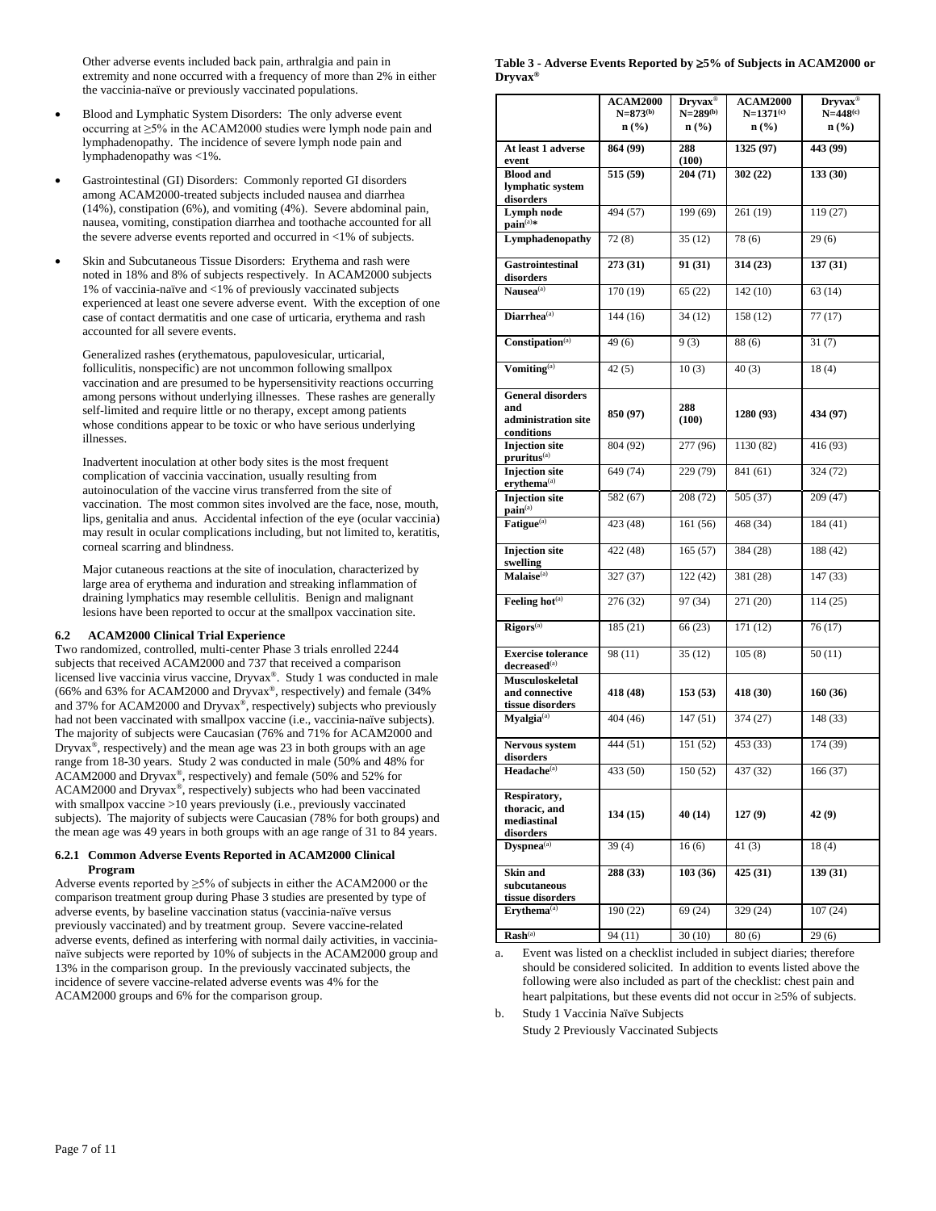Other adverse events included back pain, arthralgia and pain in extremity and none occurred with a frequency of more than 2% in either the vaccinia-naïve or previously vaccinated populations.

- Blood and Lymphatic System Disorders: The only adverse event occurring at ≥5% in the ACAM2000 studies were lymph node pain and lymphadenopathy. The incidence of severe lymph node pain and lymphadenopathy was <1%.
- Gastrointestinal (GI) Disorders: Commonly reported GI disorders among ACAM2000-treated subjects included nausea and diarrhea (14%), constipation (6%), and vomiting (4%). Severe abdominal pain, nausea, vomiting, constipation diarrhea and toothache accounted for all the severe adverse events reported and occurred in <1% of subjects.
- Skin and Subcutaneous Tissue Disorders: Erythema and rash were noted in 18% and 8% of subjects respectively. In ACAM2000 subjects 1% of vaccinia-naïve and <1% of previously vaccinated subjects experienced at least one severe adverse event. With the exception of one case of contact dermatitis and one case of urticaria, erythema and rash accounted for all severe events.

Generalized rashes (erythematous, papulovesicular, urticarial, folliculitis, nonspecific) are not uncommon following smallpox vaccination and are presumed to be hypersensitivity reactions occurring among persons without underlying illnesses. These rashes are generally self-limited and require little or no therapy, except among patients whose conditions appear to be toxic or who have serious underlying illnesses.

Inadvertent inoculation at other body sites is the most frequent complication of vaccinia vaccination, usually resulting from autoinoculation of the vaccine virus transferred from the site of vaccination. The most common sites involved are the face, nose, mouth, lips, genitalia and anus. Accidental infection of the eye (ocular vaccinia) may result in ocular complications including, but not limited to, keratitis, corneal scarring and blindness.

Major cutaneous reactions at the site of inoculation, characterized by large area of erythema and induration and streaking inflammation of draining lymphatics may resemble cellulitis. Benign and malignant lesions have been reported to occur at the smallpox vaccination site.

### 6.2 ACAM2000 Clinical Trial Experience

Two randomized, controlled, multi-center Phase 3 trials enrolled 2244 subjects that received ACAM2000 and 737 that received a comparison licensed live vaccinia virus vaccine, Dryvax®. Study 1 was conducted in male (66% and 63% for ACAM2000 and Dryvax®, respectively) and female (34% and 37% for ACAM2000 and Dryvax®, respectively) subjects who previously had not been vaccinated with smallpox vaccine (i.e., vaccinia-naïve subjects). The majority of subjects were Caucasian (76% and 71% for ACAM2000 and Dryvax®, respectively) and the mean age was 23 in both groups with an age range from 18-30 years. Study 2 was conducted in male (50% and 48% for ACAM2000 and Dryvax®, respectively) and female (50% and 52% for ACAM2000 and Dryvax®, respectively) subjects who had been vaccinated with smallpox vaccine >10 years previously (i.e., previously vaccinated subjects). The majority of subjects were Caucasian (78% for both groups) and the mean age was 49 years in both groups with an age range of 31 to 84 years.

#### 6.2.1 Common Adverse Events Reported in ACAM2000 Clinical Program

Adverse events reported by ≥5% of subjects in either the ACAM2000 or the comparison treatment group during Phase 3 studies are presented by type of adverse events, by baseline vaccination status (vaccinia-naïve versus previously vaccinated) and by treatment group. Severe vaccine-related adverse events, defined as interfering with normal daily activities, in vaccinia-naïve subjects were reported by 10% of subjects in the ACAM2000 group and 13% in the comparison group. In the previously vaccinated subjects, the incidence of severe vaccine-related adverse events was 4% for the ACAM2000 groups and 6% for the comparison group.

**Table 3 - Adverse Events Reported by ≥5% of Subjects in ACAM2000 or Dryvax®**

| | ACAM2000 N=873[b] n (%) | Dryvax® N=289[b] n (%) | ACAM2000 N=1371[c] n (%) | Dryvax® N=448[c] n (%) |
|---|---|---|---|---|
| **At least 1 adverse event** | **864 (99)** | **288 (100)** | **1325 (97)** | **443 (99)** |
| **Blood and lymphatic system disorders** | **515 (59)** | **204 (71)** | **302 (22)** | **133 (30)** |
| **Lymph node pain**[(a)]* | 494 (57) | 199 (69) | 261 (19) | 119 (27) |
| **Lymphadenopathy** | 72 (8) | 35 (12) | 78 (6) | 29 (6) |
| **Gastrointestinal disorders** | **273 (31)** | **91 (31)** | **314 (23)** | **137 (31)** |
| **Nausea**[(a)] | 170 (19) | 65 (22) | 142 (10) | 63 (14) |
| **Diarrhea**[(a)] | 144 (16) | 34 (12) | 158 (12) | 77 (17) |
| **Constipation**[(a)] | 49 (6) | 9 (3) | 88 (6) | 31 (7) |
| **Vomiting**[(a)] | 42 (5) | 10 (3) | 40 (3) | 18 (4) |
| **General disorders and administration site conditions** | **850 (97)** | **288 (100)** | **1280 (93)** | **434 (97)** |
| **Injection site pruritus**[(a)] | 804 (92) | 277 (96) | 1130 (82) | 416 (93) |
| **Injection site erythema**[(a)] | 649 (74) | 229 (79) | 841 (61) | 324 (72) |
| **Injection site pain**[(a)] | 582 (67) | 208 (72) | 505 (37) | 209 (47) |
| **Fatigue**[(a)] | 423 (48) | 161 (56) | 468 (34) | 184 (41) |
| **Injection site swelling** | 422 (48) | 165 (57) | 384 (28) | 188 (42) |
| **Malaise**[(a)] | 327 (37) | 122 (42) | 381 (28) | 147 (33) |
| **Feeling hot**[(a)] | 276 (32) | 97 (34) | 271 (20) | 114 (25) |
| **Rigors**[(a)] | 185 (21) | 66 (23) | 171 (12) | 76 (17) |
| **Exercise tolerance decreased**[(a)] | 98 (11) | 35 (12) | 105 (8) | 50 (11) |
| **Musculoskeletal and connective tissue disorders** | **418 (48)** | **153 (53)** | **418 (30)** | **160 (36)** |
| **Myalgia**[(a)] | 404 (46) | 147 (51) | 374 (27) | 148 (33) |
| **Nervous system disorders** | 444 (51) | 151 (52) | 453 (33) | 174 (39) |
| **Headache**[(a)] | 433 (50) | 150 (52) | 437 (32) | 166 (37) |
| **Respiratory, thoracic, and mediastinal disorders** | **134 (15)** | **40 (14)** | **127 (9)** | **42 (9)** |
| **Dyspnea**[(a)] | 39 (4) | 16 (6) | 41 (3) | 18 (4) |
| **Skin and subcutaneous tissue disorders** | **288 (33)** | **103 (36)** | **425 (31)** | **139 (31)** |
| **Erythema**[(a)] | 190 (22) | 69 (24) | 329 (24) | 107 (24) |
| **Rash**[(a)] | 94 (11) | 30 (10) | 80 (6) | 29 (6) |

a. Event was listed on a checklist included in subject diaries; therefore should be considered solicited. In addition to events listed above the following were also included as part of the checklist: chest pain and heart palpitations, but these events did not occur in ≥5% of subjects.

b. Study 1 Vaccinia Naïve Subjects
Study 2 Previously Vaccinated Subjects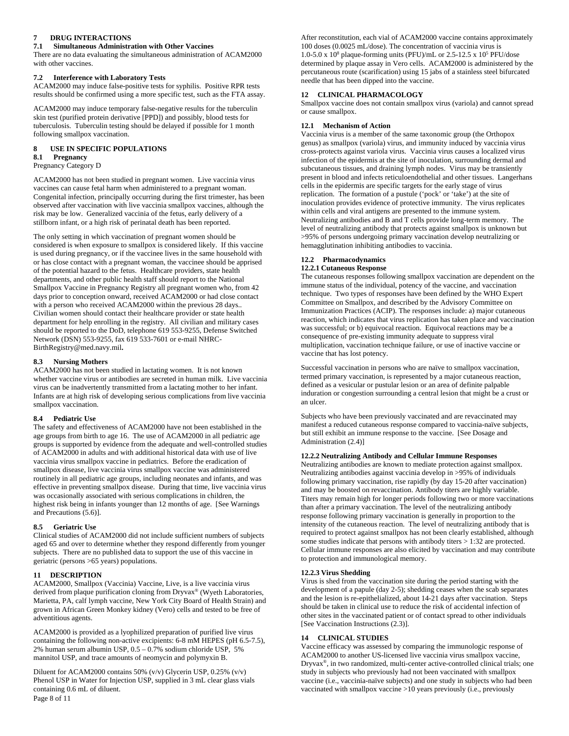## 7 DRUG INTERACTIONS

### 7.1 Simultaneous Administration with Other Vaccines

There are no data evaluating the simultaneous administration of ACAM2000 with other vaccines.

### 7.2 Interference with Laboratory Tests

ACAM2000 may induce false-positive tests for syphilis. Positive RPR tests results should be confirmed using a more specific test, such as the FTA assay.

ACAM2000 may induce temporary false-negative results for the tuberculin skin test (purified protein derivative [PPD]) and possibly, blood tests for tuberculosis. Tuberculin testing should be delayed if possible for 1 month following smallpox vaccination.

## 8 USE IN SPECIFIC POPULATIONS

### 8.1 Pregnancy

Pregnancy Category D

ACAM2000 has not been studied in pregnant women. Live vaccinia virus vaccines can cause fetal harm when administered to a pregnant woman. Congenital infection, principally occurring during the first trimester, has been observed after vaccination with live vaccinia smallpox vaccines, although the risk may be low. Generalized vaccinia of the fetus, early delivery of a stillborn infant, or a high risk of perinatal death has been reported.

The only setting in which vaccination of pregnant women should be considered is when exposure to smallpox is considered likely. If this vaccine is used during pregnancy, or if the vaccinee lives in the same household with or has close contact with a pregnant woman, the vaccinee should be apprised of the potential hazard to the fetus. Healthcare providers, state health departments, and other public health staff should report to the National Smallpox Vaccine in Pregnancy Registry all pregnant women who, from 42 days prior to conception onward, received ACAM2000 or had close contact with a person who received ACAM2000 within the previous 28 days.. Civilian women should contact their healthcare provider or state health department for help enrolling in the registry. All civilian and military cases should be reported to the DoD, telephone 619 553-9255, Defense Switched Network (DSN) 553-9255, fax 619 533-7601 or e-mail NHRC-BirthRegistry@med.navy.mil**.**

### 8.3 Nursing Mothers

ACAM2000 has not been studied in lactating women. It is not known whether vaccine virus or antibodies are secreted in human milk. Live vaccinia virus can be inadvertently transmitted from a lactating mother to her infant. Infants are at high risk of developing serious complications from live vaccinia smallpox vaccination.

### 8.4 Pediatric Use

The safety and effectiveness of ACAM2000 have not been established in the age groups from birth to age 16. The use of ACAM2000 in all pediatric age groups is supported by evidence from the adequate and well-controlled studies of ACAM2000 in adults and with additional historical data with use of live vaccinia virus smallpox vaccine in pediatrics. Before the eradication of smallpox disease, live vaccinia virus smallpox vaccine was administered routinely in all pediatric age groups, including neonates and infants, and was effective in preventing smallpox disease. During that time, live vaccinia virus was occasionally associated with serious complications in children, the highest risk being in infants younger than 12 months of age. [See Warnings and Precautions (5.6)].

### 8.5 Geriatric Use

Clinical studies of ACAM2000 did not include sufficient numbers of subjects aged 65 and over to determine whether they respond differently from younger subjects. There are no published data to support the use of this vaccine in geriatric (persons >65 years) populations.

## 11 DESCRIPTION

ACAM2000, Smallpox (Vaccinia) Vaccine, Live, is a live vaccinia virus derived from plaque purification cloning from Dryvax® (Wyeth Laboratories, Marietta, PA, calf lymph vaccine, New York City Board of Health Strain) and grown in African Green Monkey kidney (Vero) cells and tested to be free of adventitious agents.

ACAM2000 is provided as a lyophilized preparation of purified live virus containing the following non-active excipients: 6-8 mM HEPES (pH 6.5-7.5), 2% human serum albumin USP, 0.5 – 0.7% sodium chloride USP, 5% mannitol USP, and trace amounts of neomycin and polymyxin B.

Diluent for ACAM2000 contains 50% (v/v) Glycerin USP, 0.25% (v/v) Phenol USP in Water for Injection USP, supplied in 3 mL clear glass vials containing 0.6 mL of diluent.

After reconstitution, each vial of ACAM2000 vaccine contains approximately 100 doses (0.0025 mL/dose). The concentration of vaccinia virus is 1.0-5.0 x $10^8$ plaque-forming units (PFU)/mL or 2.5-12.5 x $10^5$ PFU/dose determined by plaque assay in Vero cells. ACAM2000 is administered by the percutaneous route (scarification) using 15 jabs of a stainless steel bifurcated needle that has been dipped into the vaccine.

## 12 CLINICAL PHARMACOLOGY

Smallpox vaccine does not contain smallpox virus (variola) and cannot spread or cause smallpox.

### 12.1 Mechanism of Action

Vaccinia virus is a member of the same taxonomic group (the Orthopox genus) as smallpox (variola) virus, and immunity induced by vaccinia virus cross-protects against variola virus. Vaccinia virus causes a localized virus infection of the epidermis at the site of inoculation, surrounding dermal and subcutaneous tissues, and draining lymph nodes. Virus may be transiently present in blood and infects reticuloendothelial and other tissues. Langerhans cells in the epidermis are specific targets for the early stage of virus replication. The formation of a pustule ('pock' or 'take') at the site of inoculation provides evidence of protective immunity. The virus replicates within cells and viral antigens are presented to the immune system. Neutralizing antibodies and B and T cells provide long-term memory. The level of neutralizing antibody that protects against smallpox is unknown but >95% of persons undergoing primary vaccination develop neutralizing or hemagglutination inhibiting antibodies to vaccinia.

### 12.2 Pharmacodynamics

#### 12.2.1 Cutaneous Response

The cutaneous responses following smallpox vaccination are dependent on the immune status of the individual, potency of the vaccine, and vaccination technique. Two types of responses have been defined by the WHO Expert Committee on Smallpox, and described by the Advisory Committee on Immunization Practices (ACIP). The responses include: a) major cutaneous reaction, which indicates that virus replication has taken place and vaccination was successful; or b) equivocal reaction. Equivocal reactions may be a consequence of pre-existing immunity adequate to suppress viral multiplication, vaccination technique failure, or use of inactive vaccine or vaccine that has lost potency.

Successful vaccination in persons who are naïve to smallpox vaccination, termed primary vaccination, is represented by a major cutaneous reaction, defined as a vesicular or pustular lesion or an area of definite palpable induration or congestion surrounding a central lesion that might be a crust or an ulcer.

Subjects who have been previously vaccinated and are revaccinated may manifest a reduced cutaneous response compared to vaccinia-naïve subjects, but still exhibit an immune response to the vaccine. [See Dosage and Administration (2.4)]

#### 12.2.2 Neutralizing Antibody and Cellular Immune Responses

Neutralizing antibodies are known to mediate protection against smallpox. Neutralizing antibodies against vaccinia develop in >95% of individuals following primary vaccination, rise rapidly (by day 15-20 after vaccination) and may be boosted on revaccination. Antibody titers are highly variable. Titers may remain high for longer periods following two or more vaccinations than after a primary vaccination. The level of the neutralizing antibody response following primary vaccination is generally in proportion to the intensity of the cutaneous reaction. The level of neutralizing antibody that is required to protect against smallpox has not been clearly established, although some studies indicate that persons with antibody titers > 1:32 are protected. Cellular immune responses are also elicited by vaccination and may contribute to protection and immunological memory.

#### 12.2.3 Virus Shedding

Virus is shed from the vaccination site during the period starting with the development of a papule (day 2-5); shedding ceases when the scab separates and the lesion is re-epithelialized, about 14-21 days after vaccination. Steps should be taken in clinical use to reduce the risk of accidental infection of other sites in the vaccinated patient or of contact spread to other individuals [See Vaccination Instructions (2.3)].

## 14 CLINICAL STUDIES

Vaccine efficacy was assessed by comparing the immunologic response of ACAM2000 to another US-licensed live vaccinia virus smallpox vaccine, Dryvax®, in two randomized, multi-center active-controlled clinical trials; one study in subjects who previously had not been vaccinated with smallpox vaccine (i.e., vaccinia-naïve subjects) and one study in subjects who had been vaccinated with smallpox vaccine >10 years previously (i.e., previously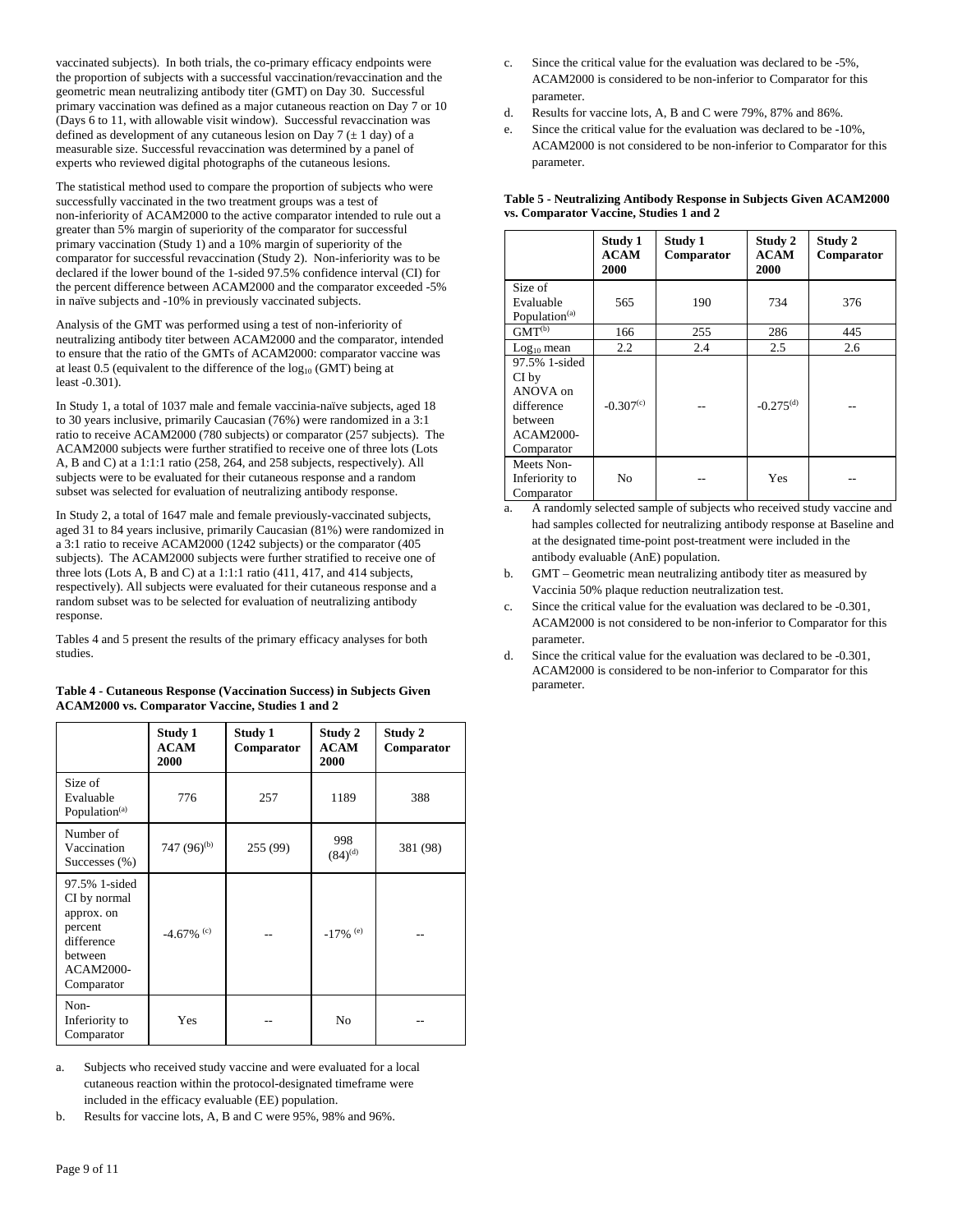vaccinated subjects). In both trials, the co-primary efficacy endpoints were the proportion of subjects with a successful vaccination/revaccination and the geometric mean neutralizing antibody titer (GMT) on Day 30. Successful primary vaccination was defined as a major cutaneous reaction on Day 7 or 10 (Days 6 to 11, with allowable visit window). Successful revaccination was defined as development of any cutaneous lesion on Day 7 (± 1 day) of a measurable size. Successful revaccination was determined by a panel of experts who reviewed digital photographs of the cutaneous lesions.

The statistical method used to compare the proportion of subjects who were successfully vaccinated in the two treatment groups was a test of non-inferiority of ACAM2000 to the active comparator intended to rule out a greater than 5% margin of superiority of the comparator for successful primary vaccination (Study 1) and a 10% margin of superiority of the comparator for successful revaccination (Study 2). Non-inferiority was to be declared if the lower bound of the 1-sided 97.5% confidence interval (CI) for the percent difference between ACAM2000 and the comparator exceeded -5% in naïve subjects and -10% in previously vaccinated subjects.

Analysis of the GMT was performed using a test of non-inferiority of neutralizing antibody titer between ACAM2000 and the comparator, intended to ensure that the ratio of the GMTs of ACAM2000: comparator vaccine was at least 0.5 (equivalent to the difference of the $\log_{10}$ (GMT) being at least -0.301).

In Study 1, a total of 1037 male and female vaccinia-naïve subjects, aged 18 to 30 years inclusive, primarily Caucasian (76%) were randomized in a 3:1 ratio to receive ACAM2000 (780 subjects) or comparator (257 subjects). The ACAM2000 subjects were further stratified to receive one of three lots (Lots A, B and C) at a 1:1:1 ratio (258, 264, and 258 subjects, respectively). All subjects were to be evaluated for their cutaneous response and a random subset was selected for evaluation of neutralizing antibody response.

In Study 2, a total of 1647 male and female previously-vaccinated subjects, aged 31 to 84 years inclusive, primarily Caucasian (81%) were randomized in a 3:1 ratio to receive ACAM2000 (1242 subjects) or the comparator (405 subjects). The ACAM2000 subjects were further stratified to receive one of three lots (Lots A, B and C) at a 1:1:1 ratio (411, 417, and 414 subjects, respectively). All subjects were evaluated for their cutaneous response and a random subset was to be selected for evaluation of neutralizing antibody response.

Tables 4 and 5 present the results of the primary efficacy analyses for both studies.

**Table 4 - Cutaneous Response (Vaccination Success) in Subjects Given ACAM2000 vs. Comparator Vaccine, Studies 1 and 2**

| | Study 1 ACAM 2000 | Study 1 Comparator | Study 2 ACAM 2000 | Study 2 Comparator |
|---|---|---|---|---|
| Size of Evaluable Population[(a)] | 776 | 257 | 1189 | 388 |
| Number of Vaccination Successes (%) | 747 (96)[(b)] | 255 (99) | 998 (84)[(d)] | 381 (98) |
| 97.5% 1-sided CI by normal approx. on percent difference between ACAM2000-Comparator | -4.67% [(c)] | -- | -17% [(e)] | -- |
| Non-Inferiority to Comparator | Yes | -- | No | -- |

a. Subjects who received study vaccine and were evaluated for a local cutaneous reaction within the protocol-designated timeframe were included in the efficacy evaluable (EE) population.

b. Results for vaccine lots, A, B and C were 95%, 98% and 96%.

c. Since the critical value for the evaluation was declared to be -5%, ACAM2000 is considered to be non-inferior to Comparator for this parameter.

d. Results for vaccine lots, A, B and C were 79%, 87% and 86%.

e. Since the critical value for the evaluation was declared to be -10%, ACAM2000 is not considered to be non-inferior to Comparator for this parameter.

**Table 5 - Neutralizing Antibody Response in Subjects Given ACAM2000 vs. Comparator Vaccine, Studies 1 and 2**

| | Study 1 ACAM 2000 | Study 1 Comparator | Study 2 ACAM 2000 | Study 2 Comparator |
|---|---|---|---|---|
| Size of Evaluable Population[(a)] | 565 | 190 | 734 | 376 |
| GMT[(b)] | 166 | 255 | 286 | 445 |
| $\text{Log}_{10}$ mean | 2.2 | 2.4 | 2.5 | 2.6 |
| 97.5% 1-sided CI by ANOVA on difference between ACAM2000-Comparator | -0.307[(c)] | -- | -0.275[(d)] | -- |
| Meets Non-Inferiority to Comparator | No | -- | Yes | -- |

a. A randomly selected sample of subjects who received study vaccine and had samples collected for neutralizing antibody response at Baseline and at the designated time-point post-treatment were included in the antibody evaluable (AnE) population.

b. GMT – Geometric mean neutralizing antibody titer as measured by Vaccinia 50% plaque reduction neutralization test.

c. Since the critical value for the evaluation was declared to be -0.301, ACAM2000 is not considered to be non-inferior to Comparator for this parameter.

d. Since the critical value for the evaluation was declared to be -0.301, ACAM2000 is considered to be non-inferior to Comparator for this parameter.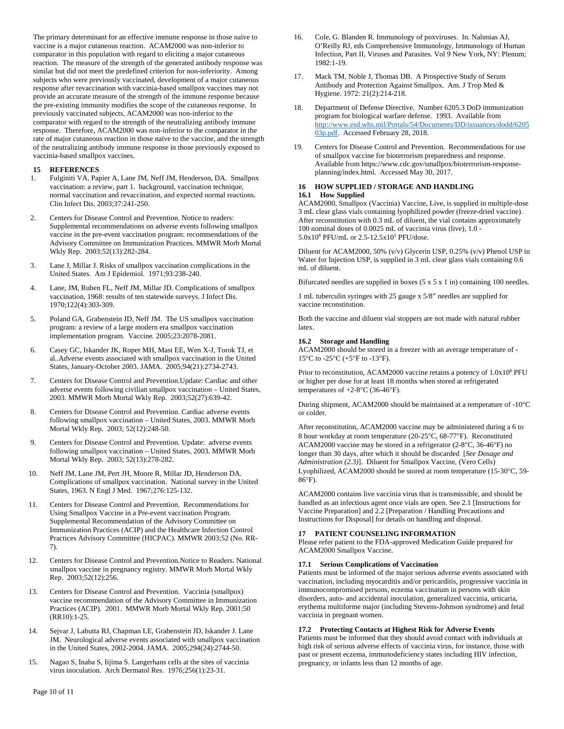The primary determinant for an effective immune response in those naïve to vaccine is a major cutaneous reaction. ACAM2000 was non-inferior to comparator in this population with regard to eliciting a major cutaneous reaction. The measure of the strength of the generated antibody response was similar but did not meet the predefined criterion for non-inferiority. Among subjects who were previously vaccinated, development of a major cutaneous response after revaccination with vaccinia-based smallpox vaccines may not provide an accurate measure of the strength of the immune response because the pre-existing immunity modifies the scope of the cutaneous response. In previously vaccinated subjects, ACAM2000 was non-inferior to the comparator with regard to the strength of the neutralizing antibody immune response. Therefore, ACAM2000 was non-inferior to the comparator in the rate of major cutaneous reaction in those naïve to the vaccine, and the strength of the neutralizing antibody immune response in those previously exposed to vaccinia-based smallpox vaccines.

## 15 REFERENCES

1. Fulginiti VA, Papier A, Lane JM, Neff JM, Henderson, DA. Smallpox vaccination: a review, part 1. background, vaccination technique, normal vaccination and revaccination, and expected normal reactions. Clin Infect Dis. 2003;37:241-250.
2. Centers for Disease Control and Prevention. Notice to readers: Supplemental recommendations on adverse events following smallpox vaccine in the pre-event vaccination program: recommendations of the Advisory Committee on Immunization Practices. MMWR Morb Mortal Wkly Rep. 2003;52(13):282-284.
3. Lane J, Millar J. Risks of smallpox vaccination complications in the United States. Am J Epidemiol. 1971;93:238-240.
4. Lane, JM, Ruben FL, Neff JM, Millar JD. Complications of smallpox vaccination, 1968: results of ten statewide surveys. J Infect Dis. 1970;122(4):303-309.
5. Poland GA, Grabenstein JD, Neff JM. The US smallpox vaccination program: a review of a large modern era smallpox vaccination implementation program. Vaccine. 2005;23:2078-2081.
6. Casey GC, Iskander JK, Roper MH, Mast EE, Wen X-J, Torok TJ, et al..Adverse events associated with smallpox vaccination in the United States, January-October 2003. JAMA. 2005;94(21):2734-2743.
7. Centers for Disease Control and Prevention.Update: Cardiac and other adverse events following civilian smallpox vaccination – United States, 2003. MMWR Morb Mortal Wkly Rep. 2003;52(27):639-42.
8. Centers for Disease Control and Prevention. Cardiac adverse events following smallpox vaccination – United States, 2003. MMWR Morb Mortal Wkly Rep. 2003; 52(12):248-50.
9. Centers for Disease Control and Prevention. Update: adverse events following smallpox vaccination – United States, 2003. MMWR Morb Mortal Wkly Rep. 2003; 52(13):278-282.
10. Neff JM, Lane JM, Pert JH, Moore R, Millar JD, Henderson DA. Complications of smallpox vaccination. National survey in the United States, 1963. N Engl J Med. 1967;276:125-132.
11. Centers for Disease Control and Prevention. Recommendations for Using Smallpox Vaccine in a Pre-event vaccination Program. Supplemental Recommendation of the Advisory Committee on Immunization Practices (ACIP) and the Healthcare Infection Control Practices Advisory Committee (HICPAC). MMWR 2003;52 (No. RR-7).
12. Centers for Disease Control and Prevention.Notice to Readers. National smallpox vaccine in pregnancy registry. MMWR Morb Mortal Wkly Rep. 2003;52(12):256.
13. Centers for Disease Control and Prevention. Vaccinia (smallpox) vaccine recommendation of the Advisory Committee in Immunization Practices (ACIP). 2001. MMWR Morb Mortal Wkly Rep. 2001;50 (RR10):1-25.
14. Sejvar J, Labutta RJ, Chapman LE, Grabenstein JD, Iskander J. Lane JM. Neurological adverse events associated with smallpox vaccination in the United States, 2002-2004. JAMA. 2005;294(24):2744-50.
15. Nagao S, Inaba S, Iijima S. Langerhans cells at the sites of vaccinia virus inoculation. Arch Dermatol Res. 1976;256(1):23-31.
16. Cole, G. Blanden R. Immunology of poxviruses. In. Nahmias AJ, O'Reilly RJ, eds Comprehensive Immunology, Immunology of Human Infection, Part II, Viruses and Parasites. Vol 9 New York, NY: Plenum; 1982:1-19.
17. Mack TM, Noble J, Thomas DB. A Prospective Study of Serum Antibody and Protection Against Smallpox. Am. J Trop Med & Hygiene. 1972: 21(2):214-218.
18. Department of Defense Directive. Number 6205.3 DoD immunization program for biological warfare defense. 1993. Available from http://www.esd.whs.mil/Portals/54/Documents/DD/issuances/dodd/620503p.pdf. Accessed February 28, 2018.
19. Centers for Disease Control and Prevention. Recommendations for use of smallpox vaccine for bioterrorism preparedness and response. Available from https://www.cdc.gov/smallpox/bioterrorism-response-planning/index.html. Accessed May 30, 2017.

## 16 HOW SUPPLIED / STORAGE AND HANDLING

### 16.1 How Supplied

ACAM2000, Smallpox (Vaccinia) Vaccine, Live, is supplied in multiple-dose 3 mL clear glass vials containing lyophilized powder (freeze-dried vaccine). After reconstitution with 0.3 mL of diluent, the vial contains approximately 100 nominal doses of 0.0025 mL of vaccinia virus (live), 1.0 - $5.0 \times 10^8$ PFU/mL or $2.5\text{-}12.5 \times 10^5$ PFU/dose.

Diluent for ACAM2000, 50% (v/v) Glycerin USP, 0.25% (v/v) Phenol USP in Water for Injection USP, is supplied in 3 mL clear glass vials containing 0.6 mL of diluent.

Bifurcated needles are supplied in boxes (5 x 5 x 1 in) containing 100 needles.

1 mL tuberculin syringes with 25 gauge x 5/8" needles are supplied for vaccine reconstitution.

Both the vaccine and diluent vial stoppers are not made with natural rubber latex.

### 16.2 Storage and Handling

ACAM2000 should be stored in a freezer with an average temperature of -15°C to -25°C (+5°F to -13°F).

Prior to reconstitution, ACAM2000 vaccine retains a potency of $1.0 \times 10^8$ PFU or higher per dose for at least 18 months when stored at refrigerated temperatures of +2-8°C (36-46°F).

During shipment, ACAM2000 should be maintained at a temperature of -10°C or colder.

After reconstitution, ACAM2000 vaccine may be administered during a 6 to 8 hour workday at room temperature (20-25°C, 68-77°F). Reconstituted ACAM2000 vaccine may be stored in a refrigerator (2-8°C, 36-46°F) no longer than 30 days, after which it should be discarded [*See Dosage and Administration (2.3)*]. Diluent for Smallpox Vaccine, (Vero Cells) Lyophilized, ACAM2000 should be stored at room temperature (15-30°C, 59-86°F).

ACAM2000 contains live vaccinia virus that is transmissible, and should be handled as an infectious agent once vials are open. See 2.1 [Instructions for Vaccine Preparation] and 2.2 [Preparation / Handling Precautions and Instructions for Disposal] for details on handling and disposal.

## 17 PATIENT COUNSELING INFORMATION

Please refer patient to the FDA-approved Medication Guide prepared for ACAM2000 Smallpox Vaccine.

### 17.1 Serious Complications of Vaccination

Patients must be informed of the major serious adverse events associated with vaccination, including myocarditis and/or pericarditis, progressive vaccinia in immunocompromised persons, eczema vaccinatum in persons with skin disorders, auto- and accidental inoculation, generalized vaccinia, urticaria, erythema multiforme major (including Stevens-Johnson syndrome) and fetal vaccinia in pregnant women.

### 17.2 Protecting Contacts at Highest Risk for Adverse Events

Patients must be informed that they should avoid contact with individuals at high risk of serious adverse effects of vaccinia virus, for instance, those with past or present eczema, immunodeficiency states including HIV infection, pregnancy, or infants less than 12 months of age.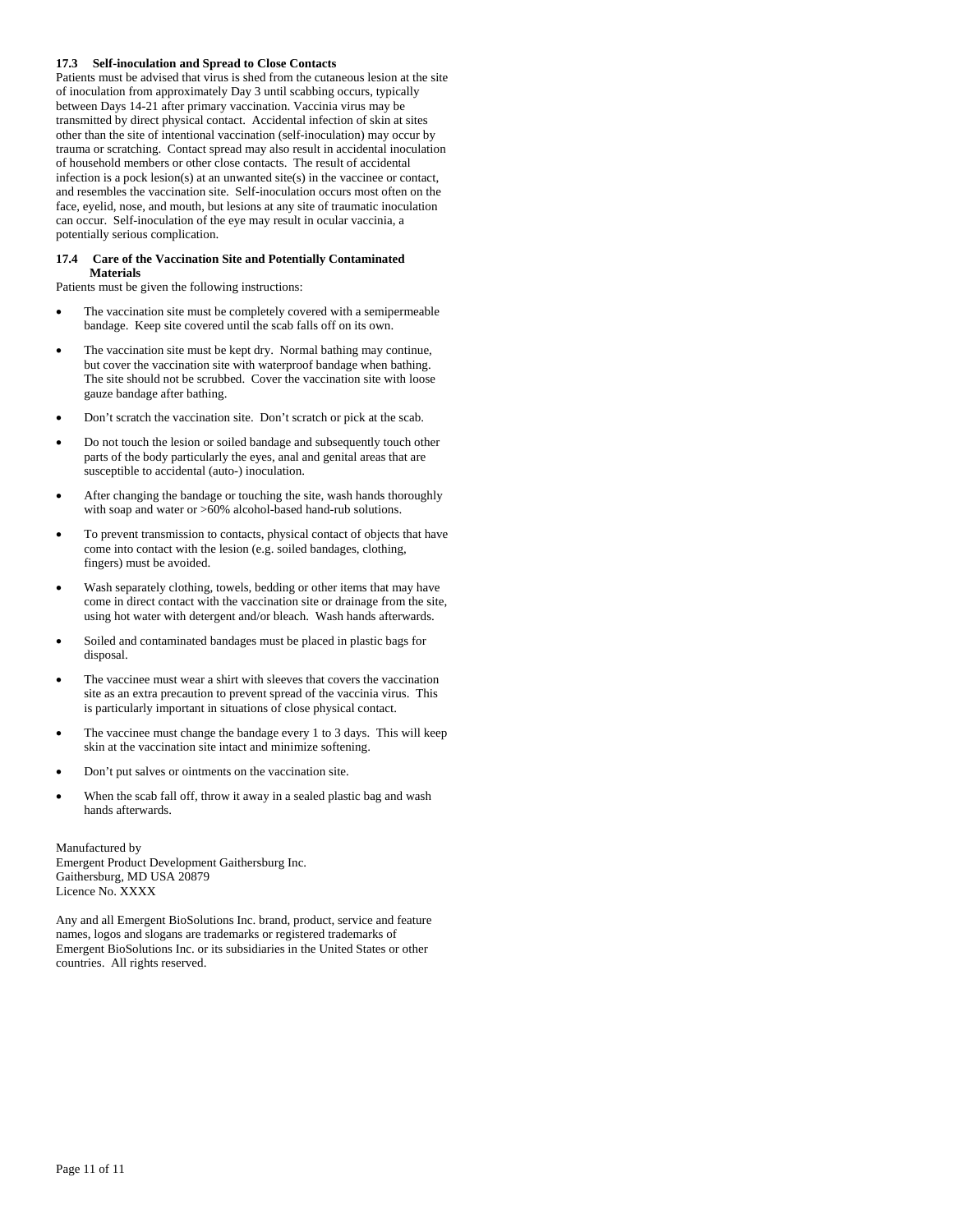### 17.3 Self-inoculation and Spread to Close Contacts

Patients must be advised that virus is shed from the cutaneous lesion at the site of inoculation from approximately Day 3 until scabbing occurs, typically between Days 14-21 after primary vaccination. Vaccinia virus may be transmitted by direct physical contact. Accidental infection of skin at sites other than the site of intentional vaccination (self-inoculation) may occur by trauma or scratching. Contact spread may also result in accidental inoculation of household members or other close contacts. The result of accidental infection is a pock lesion(s) at an unwanted site(s) in the vaccinee or contact, and resembles the vaccination site. Self-inoculation occurs most often on the face, eyelid, nose, and mouth, but lesions at any site of traumatic inoculation can occur. Self-inoculation of the eye may result in ocular vaccinia, a potentially serious complication.

### 17.4 Care of the Vaccination Site and Potentially Contaminated Materials

Patients must be given the following instructions:

- The vaccination site must be completely covered with a semipermeable bandage. Keep site covered until the scab falls off on its own.
- The vaccination site must be kept dry. Normal bathing may continue, but cover the vaccination site with waterproof bandage when bathing. The site should not be scrubbed. Cover the vaccination site with loose gauze bandage after bathing.
- Don't scratch the vaccination site. Don't scratch or pick at the scab.
- Do not touch the lesion or soiled bandage and subsequently touch other parts of the body particularly the eyes, anal and genital areas that are susceptible to accidental (auto-) inoculation.
- After changing the bandage or touching the site, wash hands thoroughly with soap and water or >60% alcohol-based hand-rub solutions.
- To prevent transmission to contacts, physical contact of objects that have come into contact with the lesion (e.g. soiled bandages, clothing, fingers) must be avoided.
- Wash separately clothing, towels, bedding or other items that may have come in direct contact with the vaccination site or drainage from the site, using hot water with detergent and/or bleach. Wash hands afterwards.
- Soiled and contaminated bandages must be placed in plastic bags for disposal.
- The vaccinee must wear a shirt with sleeves that covers the vaccination site as an extra precaution to prevent spread of the vaccinia virus. This is particularly important in situations of close physical contact.
- The vaccinee must change the bandage every 1 to 3 days. This will keep skin at the vaccination site intact and minimize softening.
- Don't put salves or ointments on the vaccination site.
- When the scab fall off, throw it away in a sealed plastic bag and wash hands afterwards.

Manufactured by
Emergent Product Development Gaithersburg Inc.
Gaithersburg, MD USA 20879
Licence No. XXXX

Any and all Emergent BioSolutions Inc. brand, product, service and feature names, logos and slogans are trademarks or registered trademarks of Emergent BioSolutions Inc. or its subsidiaries in the United States or other countries. All rights reserved.